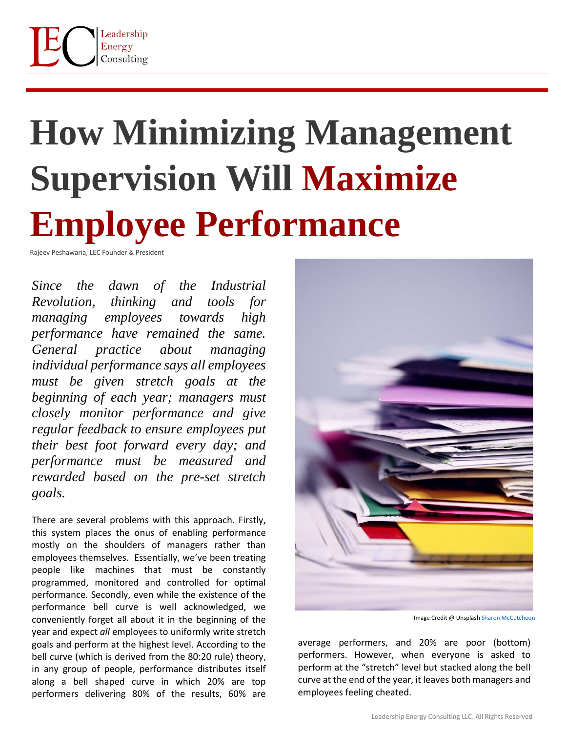# How Minimizing Management Supervision Will Maximize Employee Performance

Rajeev Peshawaria, LEC Founder & President

*Since the dawn of the Industrial Revolution, thinking and tools for managing employees towards high performance have remained the same. General practice about managing individual performance says all employees must be given stretch goals at the beginning of each year; managers must closely monitor performance and give regular feedback to ensure employees put their best foot forward every day; and performance must be measured and rewarded based on the pre-set stretch goals.*

There are several problems with this approach. Firstly, this system places the onus of enabling performance mostly on the shoulders of managers rather than employees themselves. Essentially, we've been treating people like machines that must be constantly programmed, monitored and controlled for optimal performance. Secondly, even while the existence of the performance bell curve is well acknowledged, we conveniently forget all about it in the beginning of the year and expect *all* employees to uniformly write stretch goals and perform at the highest level. According to the bell curve (which is derived from the 80:20 rule) theory, in any group of people, performance distributes itself along a bell shaped curve in which 20% are top performers delivering 80% of the results, 60% are average performers, and 20% are poor (bottom) performers. However, when everyone is asked to perform at the "stretch" level but stacked along the bell curve at the end of the year, it leaves both managers and employees feeling cheated.

Image Credit @ Unsplash Sharon McCutcheon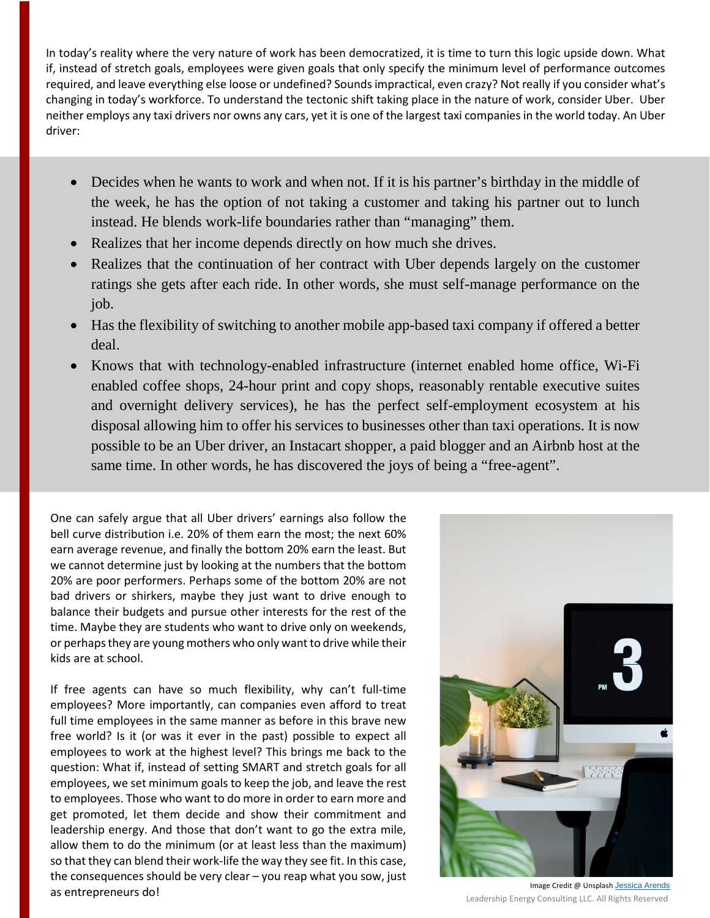In today's reality where the very nature of work has been democratized, it is time to turn this logic upside down. What if, instead of stretch goals, employees were given goals that only specify the minimum level of performance outcomes required, and leave everything else loose or undefined? Sounds impractical, even crazy? Not really if you consider what's changing in today's workforce. To understand the tectonic shift taking place in the nature of work, consider Uber. Uber neither employs any taxi drivers nor owns any cars, yet it is one of the largest taxi companies in the world today. An Uber driver:

- Decides when he wants to work and when not. If it is his partner's birthday in the middle of the week, he has the option of not taking a customer and taking his partner out to lunch instead. He blends work-life boundaries rather than "managing" them.
- Realizes that her income depends directly on how much she drives.
- Realizes that the continuation of her contract with Uber depends largely on the customer ratings she gets after each ride. In other words, she must self-manage performance on the job.
- Has the flexibility of switching to another mobile app-based taxi company if offered a better deal.
- Knows that with technology-enabled infrastructure (internet enabled home office, Wi-Fi enabled coffee shops, 24-hour print and copy shops, reasonably rentable executive suites and overnight delivery services), he has the perfect self-employment ecosystem at his disposal allowing him to offer his services to businesses other than taxi operations. It is now possible to be an Uber driver, an Instacart shopper, a paid blogger and an Airbnb host at the same time. In other words, he has discovered the joys of being a "free-agent".

One can safely argue that all Uber drivers' earnings also follow the bell curve distribution i.e. 20% of them earn the most; the next 60% earn average revenue, and finally the bottom 20% earn the least. But we cannot determine just by looking at the numbers that the bottom 20% are poor performers. Perhaps some of the bottom 20% are not bad drivers or shirkers, maybe they just want to drive enough to balance their budgets and pursue other interests for the rest of the time. Maybe they are students who want to drive only on weekends, or perhaps they are young mothers who only want to drive while their kids are at school.

If free agents can have so much flexibility, why can't full-time employees? More importantly, can companies even afford to treat full time employees in the same manner as before in this brave new free world? Is it (or was it ever in the past) possible to expect all employees to work at the highest level? This brings me back to the question: What if, instead of setting SMART and stretch goals for all employees, we set minimum goals to keep the job, and leave the rest to employees. Those who want to do more in order to earn more and get promoted, let them decide and show their commitment and leadership energy. And those that don't want to go the extra mile, allow them to do the minimum (or at least less than the maximum) so that they can blend their work-life the way they see fit. In this case, the consequences should be very clear – you reap what you sow, just as entrepreneurs do!

Image Credit @ Unsplash Jessica Arends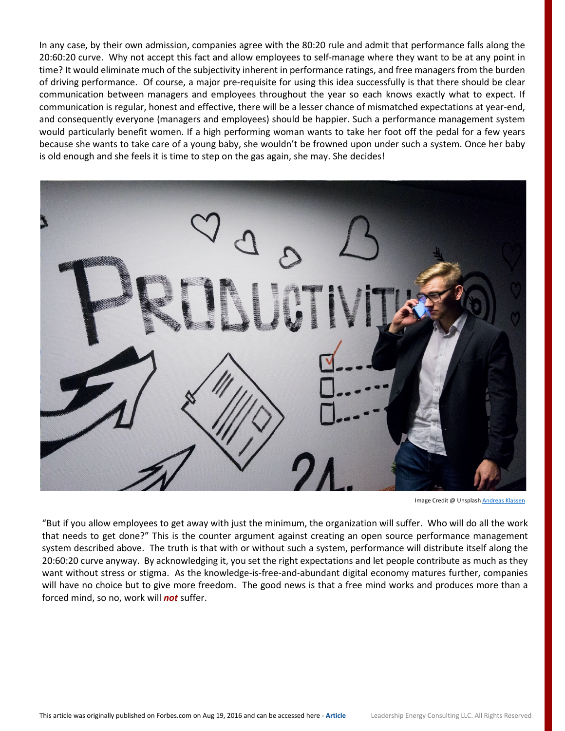In any case, by their own admission, companies agree with the 80:20 rule and admit that performance falls along the 20:60:20 curve. Why not accept this fact and allow employees to self-manage where they want to be at any point in time? It would eliminate much of the subjectivity inherent in performance ratings, and free managers from the burden of driving performance. Of course, a major pre-requisite for using this idea successfully is that there should be clear communication between managers and employees throughout the year so each knows exactly what to expect. If communication is regular, honest and effective, there will be a lesser chance of mismatched expectations at year-end, and consequently everyone (managers and employees) should be happier. Such a performance management system would particularly benefit women. If a high performing woman wants to take her foot off the pedal for a few years because she wants to take care of a young baby, she wouldn't be frowned upon under such a system. Once her baby is old enough and she feels it is time to step on the gas again, she may. She decides!

Image Credit @ Unsplash Andreas Klassen

"But if you allow employees to get away with just the minimum, the organization will suffer. Who will do all the work that needs to get done?" This is the counter argument against creating an open source performance management system described above. The truth is that with or without such a system, performance will distribute itself along the 20:60:20 curve anyway. By acknowledging it, you set the right expectations and let people contribute as much as they want without stress or stigma. As the knowledge-is-free-and-abundant digital economy matures further, companies will have no choice but to give more freedom. The good news is that a free mind works and produces more than a forced mind, so no, work will ***not*** suffer.